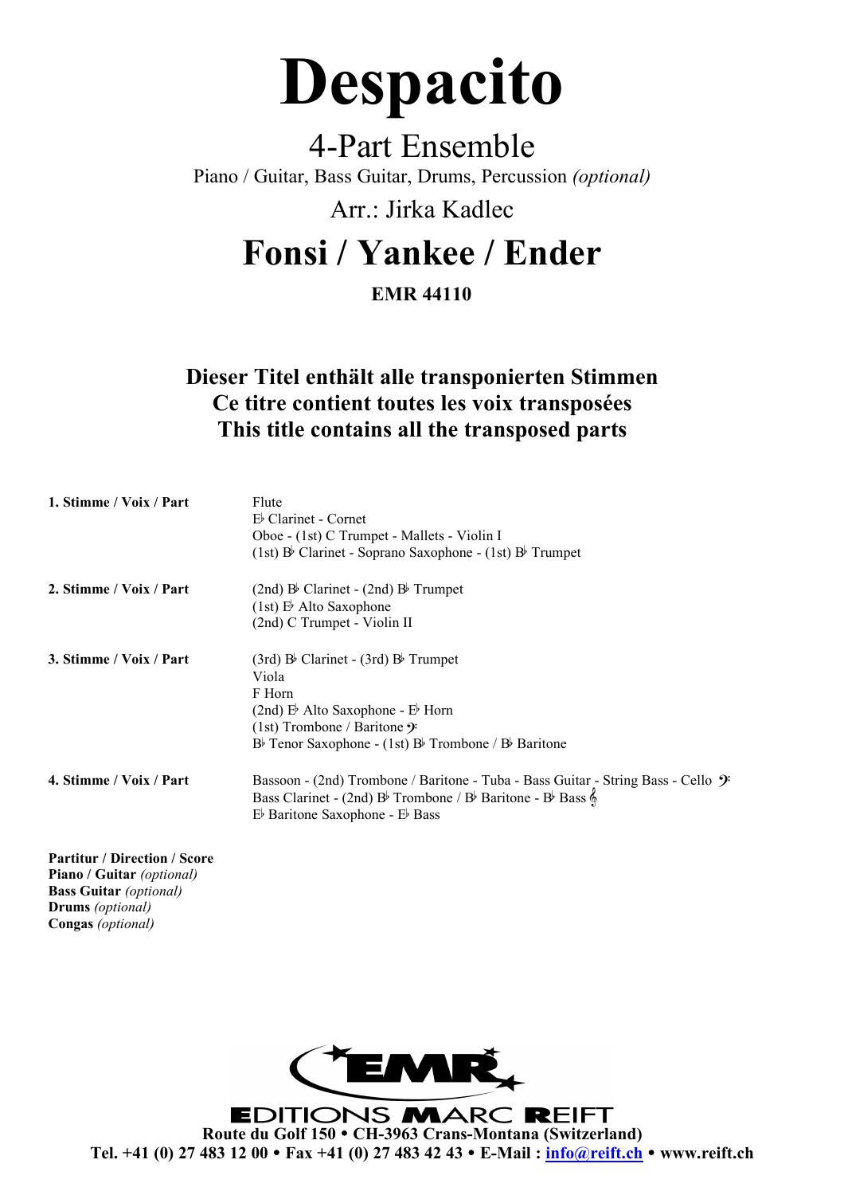# Despacito

## 4-Part Ensemble

Piano / Guitar, Bass Guitar, Drums, Percussion *(optional)*

Arr.: Jirka Kadlec

## Fonsi / Yankee / Ender

**EMR 44110**

**Dieser Titel enthält alle transponierten Stimmen**
**Ce titre contient toutes les voix transposées**
**This title contains all the transposed parts**

| | |
|---|---|
| **1. Stimme / Voix / Part** | Flute<br>E♭ Clarinet - Cornet<br>Oboe - (1st) C Trumpet - Mallets - Violin I<br>(1st) B♭ Clarinet - Soprano Saxophone - (1st) B♭ Trumpet |
| **2. Stimme / Voix / Part** | (2nd) B♭ Clarinet - (2nd) B♭ Trumpet<br>(1st) E♭ Alto Saxophone<br>(2nd) C Trumpet - Violin II |
| **3. Stimme / Voix / Part** | (3rd) B♭ Clarinet - (3rd) B♭ Trumpet<br>Viola<br>F Horn<br>(2nd) E♭ Alto Saxophone - E♭ Horn<br>(1st) Trombone / Baritone 𝄢<br>B♭ Tenor Saxophone - (1st) B♭ Trombone / B♭ Baritone |
| **4. Stimme / Voix / Part** | Bassoon - (2nd) Trombone / Baritone - Tuba - Bass Guitar - String Bass - Cello 𝄢<br>Bass Clarinet - (2nd) B♭ Trombone / B♭ Baritone - B♭ Bass 𝄞<br>E♭ Baritone Saxophone - E♭ Bass |

**Partitur / Direction / Score**
**Piano / Guitar** *(optional)*
**Bass Guitar** *(optional)*
**Drums** *(optional)*
**Congas** *(optional)*

EDITIONS MARC REIFT
**Route du Golf 150 • CH-3963 Crans-Montana (Switzerland)**
**Tel. +41 (0) 27 483 12 00 • Fax +41 (0) 27 483 42 43 • E-Mail : info@reift.ch • www.reift.ch**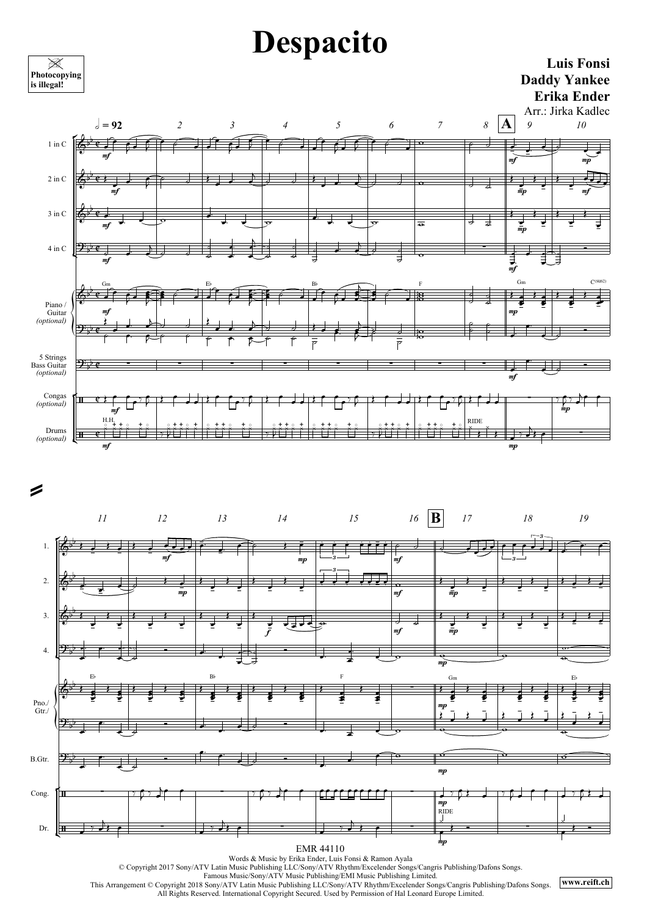# Despacito

**Luis Fonsi**
**Daddy Yankee**
**Erika Ender**
Arr.: Jirka Kadlec

Photocopying is illegal!

EMR 44110

Words & Music by Erika Ender, Luis Fonsi & Ramon Ayala
© Copyright 2017 Sony/ATV Latin Music Publishing LLC/Sony/ATV Rhythm/Excelender Songs/Cangris Publishing/Dafons Songs.
Famous Music/Sony/ATV Music Publishing/EMI Music Publishing Limited.
This Arrangement © Copyright 2018 Sony/ATV Latin Music Publishing LLC/Sony/ATV Rhythm/Excelender Songs/Cangris Publishing/Dafons Songs.
All Rights Reserved. International Copyright Secured. Used by Permission of Hal Leonard Europe Limited.

www.reift.ch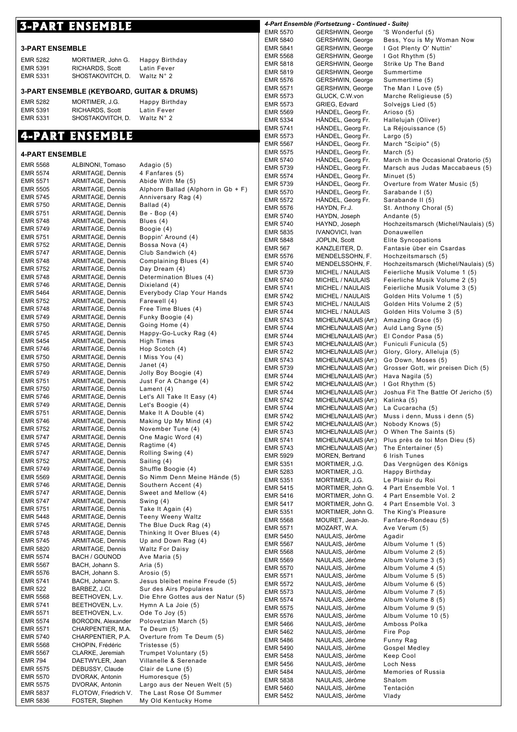# 3-PART ENSEMBLE

### 3-PART ENSEMBLE

| | | |
|---|---|---|
| EMR 5282 | MORTIMER, John G. | Happy Birthday |
| EMR 5391 | RICHARDS, Scott | Latin Fever |
| EMR 5331 | SHOSTAKOVITCH, D. | Waltz N° 2 |

### 3-PART ENSEMBLE (KEYBOARD, GUITAR & DRUMS)

| | | |
|---|---|---|
| EMR 5282 | MORTIMER, J.G. | Happy Birthday |
| EMR 5391 | RICHARDS, Scott | Latin Fever |
| EMR 5331 | SHOSTAKOVITCH, D. | Waltz N° 2 |

# 4-PART ENSEMBLE

### 4-PART ENSEMBLE

| | | |
|---|---|---|
| EMR 5568 | ALBINONI, Tomaso | Adagio (5) |
| EMR 5574 | ARMITAGE, Dennis | 4 Fanfares (5) |
| EMR 5571 | ARMITAGE, Dennis | Abide With Me (5) |
| EMR 5505 | ARMITAGE, Dennis | Alphorn Ballad (Alphorn in Gb + F) |
| EMR 5745 | ARMITAGE, Dennis | Anniversary Rag (4) |
| EMR 5750 | ARMITAGE, Dennis | Ballad (4) |
| EMR 5751 | ARMITAGE, Dennis | Be - Bop (4) |
| EMR 5748 | ARMITAGE, Dennis | Blues (4) |
| EMR 5749 | ARMITAGE, Dennis | Boogie (4) |
| EMR 5751 | ARMITAGE, Dennis | Boppin' Around (4) |
| EMR 5752 | ARMITAGE, Dennis | Bossa Nova (4) |
| EMR 5747 | ARMITAGE, Dennis | Club Sandwich (4) |
| EMR 5748 | ARMITAGE, Dennis | Complaining Blues (4) |
| EMR 5752 | ARMITAGE, Dennis | Day Dream (4) |
| EMR 5748 | ARMITAGE, Dennis | Determination Blues (4) |
| EMR 5746 | ARMITAGE, Dennis | Dixieland (4) |
| EMR 5464 | ARMITAGE, Dennis | Everybody Clap Your Hands |
| EMR 5752 | ARMITAGE, Dennis | Farewell (4) |
| EMR 5748 | ARMITAGE, Dennis | Free Time Blues (4) |
| EMR 5749 | ARMITAGE, Dennis | Funky Boogie (4) |
| EMR 5750 | ARMITAGE, Dennis | Going Home (4) |
| EMR 5745 | ARMITAGE, Dennis | Happy-Go-Lucky Rag (4) |
| EMR 5454 | ARMITAGE, Dennis | High Times |
| EMR 5746 | ARMITAGE, Dennis | Hop Scotch (4) |
| EMR 5750 | ARMITAGE, Dennis | I Miss You (4) |
| EMR 5750 | ARMITAGE, Dennis | Janet (4) |
| EMR 5749 | ARMITAGE, Dennis | Jolly Boy Boogie (4) |
| EMR 5751 | ARMITAGE, Dennis | Just For A Change (4) |
| EMR 5750 | ARMITAGE, Dennis | Lament (4) |
| EMR 5746 | ARMITAGE, Dennis | Let's All Take It Easy (4) |
| EMR 5749 | ARMITAGE, Dennis | Let's Boogie (4) |
| EMR 5751 | ARMITAGE, Dennis | Make It A Double (4) |
| EMR 5746 | ARMITAGE, Dennis | Making Up My Mind (4) |
| EMR 5752 | ARMITAGE, Dennis | November Tune (4) |
| EMR 5747 | ARMITAGE, Dennis | One Magic Word (4) |
| EMR 5745 | ARMITAGE, Dennis | Ragtime (4) |
| EMR 5747 | ARMITAGE, Dennis | Rolling Swing (4) |
| EMR 5752 | ARMITAGE, Dennis | Sailing (4) |
| EMR 5749 | ARMITAGE, Dennis | Shuffle Boogie (4) |
| EMR 5569 | ARMITAGE, Dennis | So Nimm Denn Meine Hände (5) |
| EMR 5746 | ARMITAGE, Dennis | Southern Accent (4) |
| EMR 5747 | ARMITAGE, Dennis | Sweet and Mellow (4) |
| EMR 5747 | ARMITAGE, Dennis | Swing (4) |
| EMR 5751 | ARMITAGE, Dennis | Take It Again (4) |
| EMR 5448 | ARMITAGE, Dennis | Teeny Weeny Waltz |
| EMR 5745 | ARMITAGE, Dennis | The Blue Duck Rag (4) |
| EMR 5748 | ARMITAGE, Dennis | Thinking It Over Blues (4) |
| EMR 5745 | ARMITAGE, Dennis | Up and Down Rag (4) |
| EMR 5820 | ARMITAGE, Dennis | Waltz For Daisy |
| EMR 5574 | BACH / GOUNOD | Ave Maria (5) |
| EMR 5567 | BACH, Johann S. | Aria (5) |
| EMR 5576 | BACH, Johann S. | Arosio (5) |
| EMR 5741 | BACH, Johann S. | Jesus bleibet meine Freude (5) |
| EMR 522 | BARBEZ, J.Cl. | Sur des Airs Populaires |
| EMR 5568 | BEETHOVEN, L.v. | Die Ehre Gottes aus der Natur (5) |
| EMR 5741 | BEETHOVEN, L.v. | Hymn A La Joie (5) |
| EMR 5571 | BEETHOVEN, L.v. | Ode To Joy (5) |
| EMR 5574 | BORODIN, Alexander | Polovetzian March (5) |
| EMR 5571 | CHARPENTIER, M.A. | Te Deum (5) |
| EMR 5740 | CHARPENTIER, P.A. | Overture from Te Deum (5) |
| EMR 5568 | CHOPIN, Frédéric | Tristesse (5) |
| EMR 5567 | CLARKE, Jeremiah | Trumpet Voluntary (5) |
| EMR 794 | DAETWYLER, Jean | Villanelle & Serenade |
| EMR 5575 | DEBUSSY, Claude | Clair de Lune (5) |
| EMR 5570 | DVORAK, Antonin | Humoresque (5) |
| EMR 5575 | DVORAK, Antonin | Largo aus der Neuen Welt (5) |
| EMR 5837 | FLOTOW, Friedrich V. | The Last Rose Of Summer |
| EMR 5836 | FOSTER, Stephen | My Old Kentucky Home |

*4-Part Ensemble (Fortsetzung - Continued - Suite)*

| | | |
|---|---|---|
| EMR 5570 | GERSHWIN, George | 'S Wonderful (5) |
| EMR 5840 | GERSHWIN, George | Bess, You is My Woman Now |
| EMR 5841 | GERSHWIN, George | I Got Plenty O' Nuttin' |
| EMR 5568 | GERSHWIN, George | I Got Rhythm (5) |
| EMR 5818 | GERSHWIN, George | Strike Up The Band |
| EMR 5819 | GERSHWIN, George | Summertime |
| EMR 5576 | GERSHWIN, George | Summertime (5) |
| EMR 5571 | GERSHWIN, George | The Man I Love (5) |
| EMR 5573 | GLUCK, C.W.von | Marche Religieuse (5) |
| EMR 5573 | GRIEG, Edvard | Solvejgs Lied (5) |
| EMR 5569 | HÄNDEL, Georg Fr. | Arioso (5) |
| EMR 5334 | HÄNDEL, Georg Fr. | Hallelujah (Oliver) |
| EMR 5741 | HÄNDEL, Georg Fr. | La Réjouissance (5) |
| EMR 5573 | HÄNDEL, Georg Fr. | Largo (5) |
| EMR 5567 | HÄNDEL, Georg Fr. | March "Scipio" (5) |
| EMR 5575 | HÄNDEL, Georg Fr. | March (5) |
| EMR 5740 | HÄNDEL, Georg Fr. | March in the Occasional Oratorio (5) |
| EMR 5739 | HÄNDEL, Georg Fr. | Marsch aus Judas Maccabaeus (5) |
| EMR 5574 | HÄNDEL, Georg Fr. | Minuet (5) |
| EMR 5739 | HÄNDEL, Georg Fr. | Overture from Water Music (5) |
| EMR 5570 | HÄNDEL, Georg Fr. | Sarabande I (5) |
| EMR 5572 | HÄNDEL, Georg Fr. | Sarabande II (5) |
| EMR 5576 | HAYDN, Fr.J. | St. Anthony Choral (5) |
| EMR 5740 | HAYDN, Joseph | Andante (5) |
| EMR 5740 | HAYND, Joseph | Hochzeitsmarsch (Michel/Naulais) (5) |
| EMR 5835 | IVANOVICI, Ivan | Donauwellen |
| EMR 5848 | JOPLIN, Scott | Elite Syncopations |
| EMR 567 | KANZLEITER, D. | Fantasie über ein Csardas |
| EMR 5576 | MENDELSSOHN, F. | Hochzeitsmarsch (5) |
| EMR 5740 | MENDELSSOHN, F. | Hochzeitsmarsch (Michel/Naulais) (5) |
| EMR 5739 | MICHEL / NAULAIS | Feierliche Musik Volume 1 (5) |
| EMR 5740 | MICHEL / NAULAIS | Feierliche Musik Volume 2 (5) |
| EMR 5741 | MICHEL / NAULAIS | Feierliche Musik Volume 3 (5) |
| EMR 5742 | MICHEL / NAULAIS | Golden Hits Volume 1 (5) |
| EMR 5743 | MICHEL / NAULAIS | Golden Hits Volume 2 (5) |
| EMR 5744 | MICHEL / NAULAIS | Golden Hits Volume 3 (5) |
| EMR 5743 | MICHEL/NAULAIS (Arr.) | Amazing Grace (5) |
| EMR 5744 | MICHEL/NAULAIS (Arr.) | Auld Lang Syne (5) |
| EMR 5744 | MICHEL/NAULAIS (Arr.) | El Condor Pasa (5) |
| EMR 5743 | MICHEL/NAULAIS (Arr.) | Funiculi Funicula (5) |
| EMR 5742 | MICHEL/NAULAIS (Arr.) | Glory, Glory, Alleluja (5) |
| EMR 5743 | MICHEL/NAULAIS (Arr.) | Go Down, Moses (5) |
| EMR 5739 | MICHEL/NAULAIS (Arr.) | Grosser Gott, wir preisen Dich (5) |
| EMR 5744 | MICHEL/NAULAIS (Arr.) | Hava Nagila (5) |
| EMR 5742 | MICHEL/NAULAIS (Arr.) | I Got Rhythm (5) |
| EMR 5744 | MICHEL/NAULAIS (Arr.) | Joshua Fit The Battle Of Jericho (5) |
| EMR 5742 | MICHEL/NAULAIS (Arr.) | Kalinka (5) |
| EMR 5744 | MICHEL/NAULAIS (Arr.) | La Cucaracha (5) |
| EMR 5742 | MICHEL/NAULAIS (Arr.) | Muss i denn, Muss i denn (5) |
| EMR 5742 | MICHEL/NAULAIS (Arr.) | Nobody Knows (5) |
| EMR 5743 | MICHEL/NAULAIS (Arr.) | O When The Saints (5) |
| EMR 5741 | MICHEL/NAULAIS (Arr.) | Plus près de toi Mon Dieu (5) |
| EMR 5743 | MICHEL/NAULAIS (Arr.) | The Entertainer (5) |
| EMR 5929 | MOREN, Bertrand | 6 Irish Tunes |
| EMR 5351 | MORTIMER, J.G. | Das Vergnügen des Königs |
| EMR 5283 | MORTIMER, J.G. | Happy Birthday |
| EMR 5351 | MORTIMER, J.G. | Le Plaisir du Roi |
| EMR 5415 | MORTIMER, John G. | 4 Part Ensemble Vol. 1 |
| EMR 5416 | MORTIMER, John G. | 4 Part Ensemble Vol. 2 |
| EMR 5417 | MORTIMER, John G. | 4 Part Ensemble Vol. 3 |
| EMR 5351 | MORTIMER, John G. | The King's Pleasure |
| EMR 5568 | MOURET, Jean-Jo. | Fanfare-Rondeau (5) |
| EMR 5571 | MOZART, W.A. | Ave Verum (5) |
| EMR 5450 | NAULAIS, Jérôme | Agadir |
| EMR 5567 | NAULAIS, Jérôme | Album Volume 1 (5) |
| EMR 5568 | NAULAIS, Jérôme | Album Volume 2 (5) |
| EMR 5569 | NAULAIS, Jérôme | Album Volume 3 (5) |
| EMR 5570 | NAULAIS, Jérôme | Album Volume 4 (5) |
| EMR 5571 | NAULAIS, Jérôme | Album Volume 5 (5) |
| EMR 5572 | NAULAIS, Jérôme | Album Volume 6 (5) |
| EMR 5573 | NAULAIS, Jérôme | Album Volume 7 (5) |
| EMR 5574 | NAULAIS, Jérôme | Album Volume 8 (5) |
| EMR 5575 | NAULAIS, Jérôme | Album Volume 9 (5) |
| EMR 5576 | NAULAIS, Jérôme | Album Volume 10 (5) |
| EMR 5466 | NAULAIS, Jérôme | Amboss Polka |
| EMR 5462 | NAULAIS, Jérôme | Fire Pop |
| EMR 5486 | NAULAIS, Jérôme | Funny Rag |
| EMR 5490 | NAULAIS, Jérôme | Gospel Medley |
| EMR 5458 | NAULAIS, Jérôme | Keep Cool |
| EMR 5456 | NAULAIS, Jérôme | Loch Ness |
| EMR 5484 | NAULAIS, Jérôme | Memories of Russia |
| EMR 5838 | NAULAIS, Jérôme | Shalom |
| EMR 5460 | NAULAIS, Jérôme | Tentación |
| EMR 5452 | NAULAIS, Jérôme | Vlady |